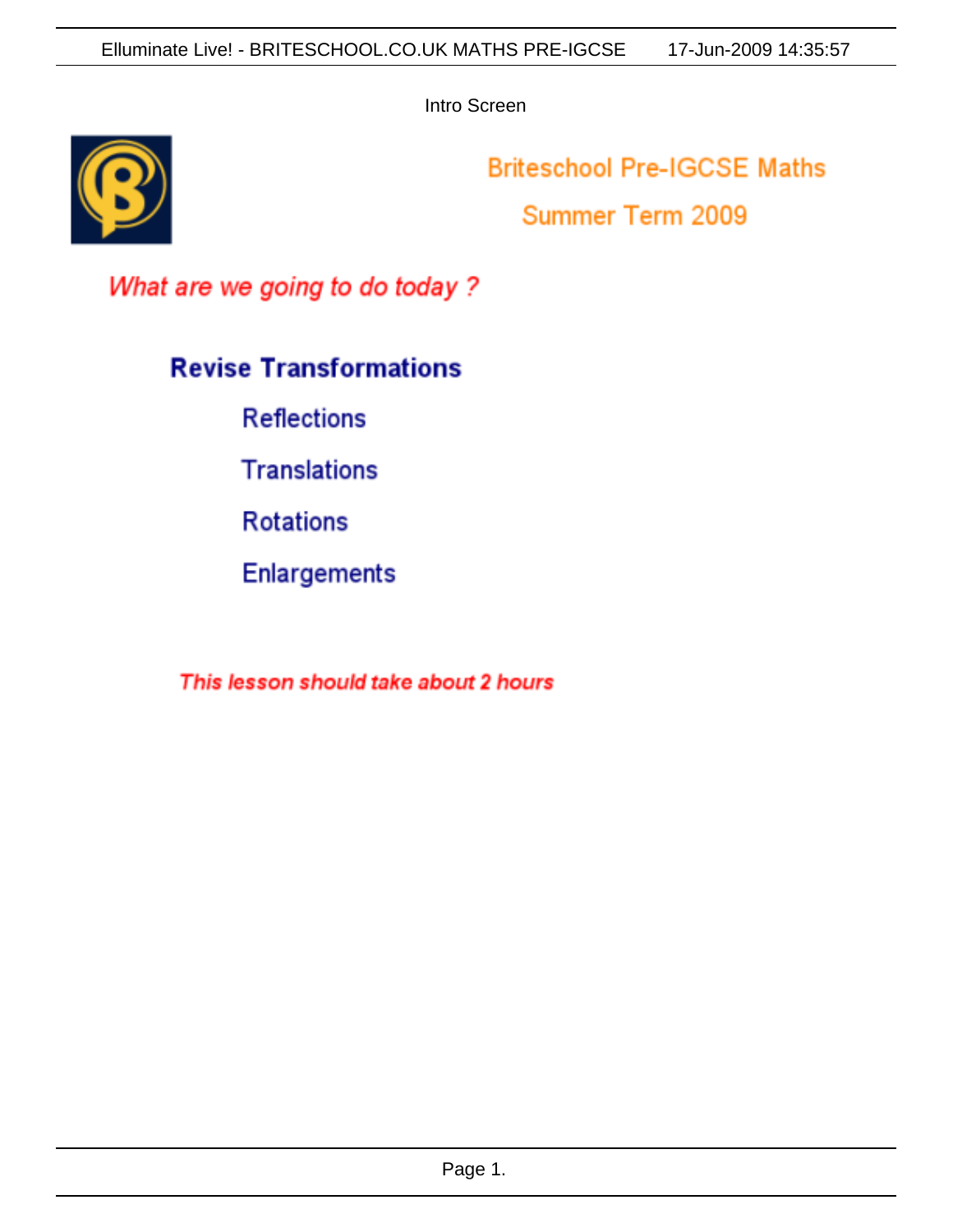Intro Screen

# Briteschool Pre-IGCSE Maths

## Summer Term 2009

*What are we going to do today ?*

**Revise Transformations**

- Reflections
- Translations
- Rotations
- Enlargements

***This lesson should take about 2 hours***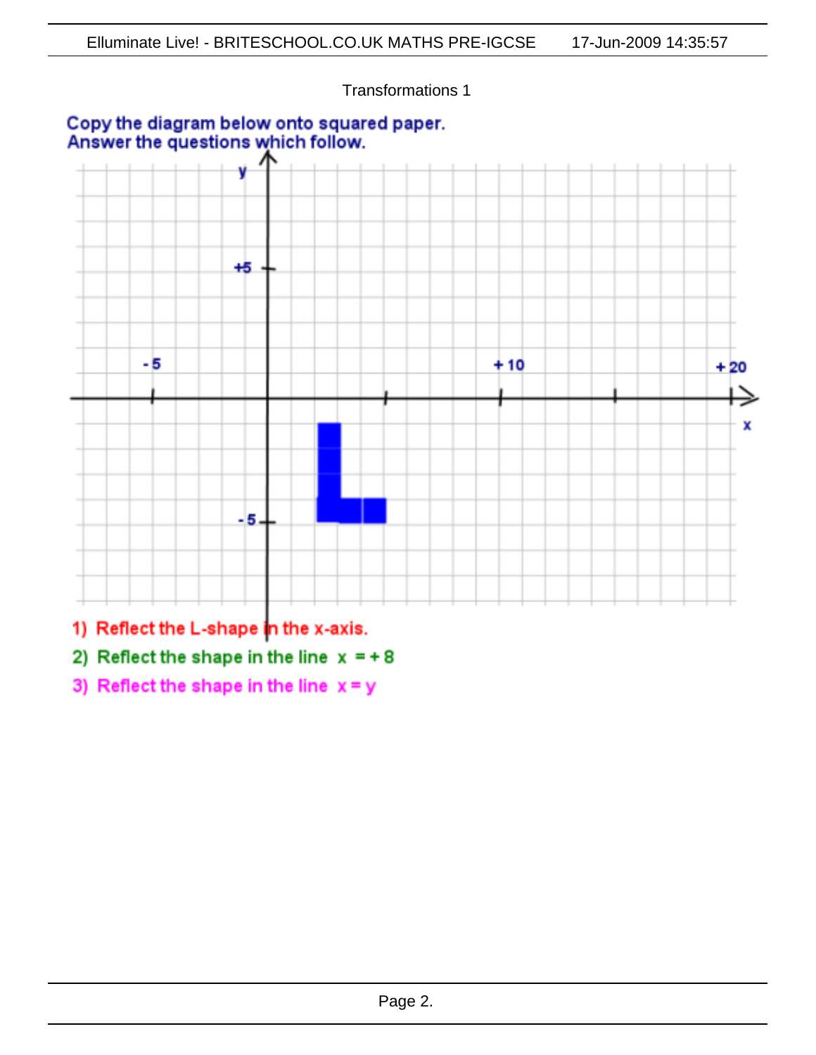Transformations 1

Copy the diagram below onto squared paper.
Answer the questions which follow.

1) Reflect the L-shape in the x-axis.

2) Reflect the shape in the line $x = +8$

3) Reflect the shape in the line $x = y$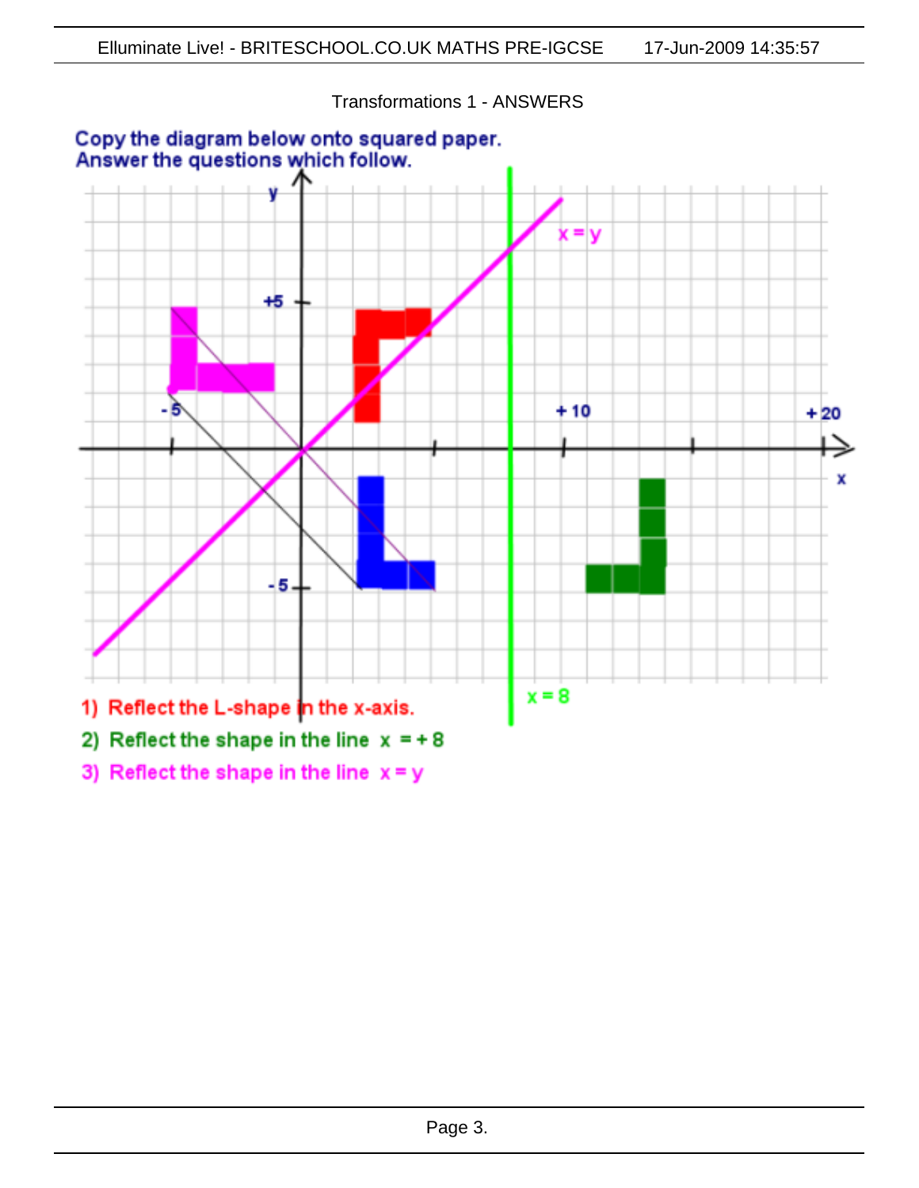Transformations 1 - ANSWERS

**Copy the diagram below onto squared paper.**
**Answer the questions which follow.**

y

+5

-5

+10

+20

x

-5

x = y

x = 8

1) Reflect the L-shape in the x-axis.

2) Reflect the shape in the line x = + 8

3) Reflect the shape in the line x = y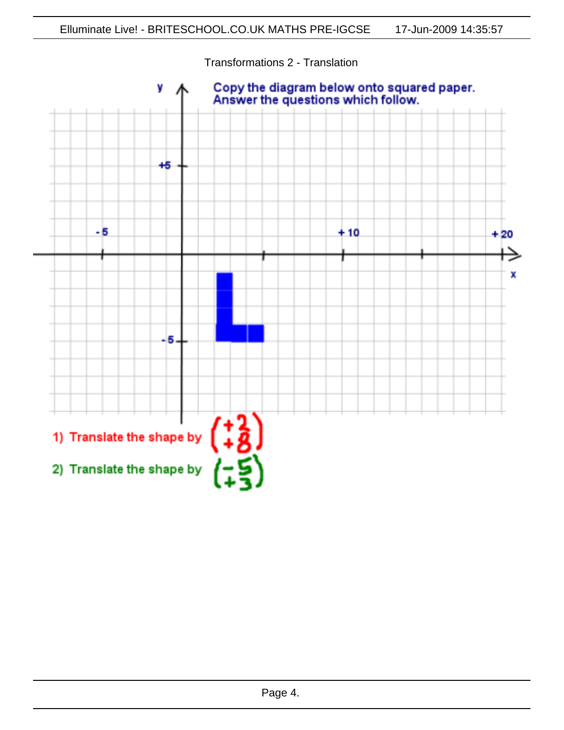Transformations 2 - Translation

Copy the diagram below onto squared paper.
Answer the questions which follow.

y

+5

-5

+10

+20

x

-5

1) Translate the shape by $\begin{pmatrix} +2 \\ +8 \end{pmatrix}$

2) Translate the shape by $\begin{pmatrix} -5 \\ +3 \end{pmatrix}$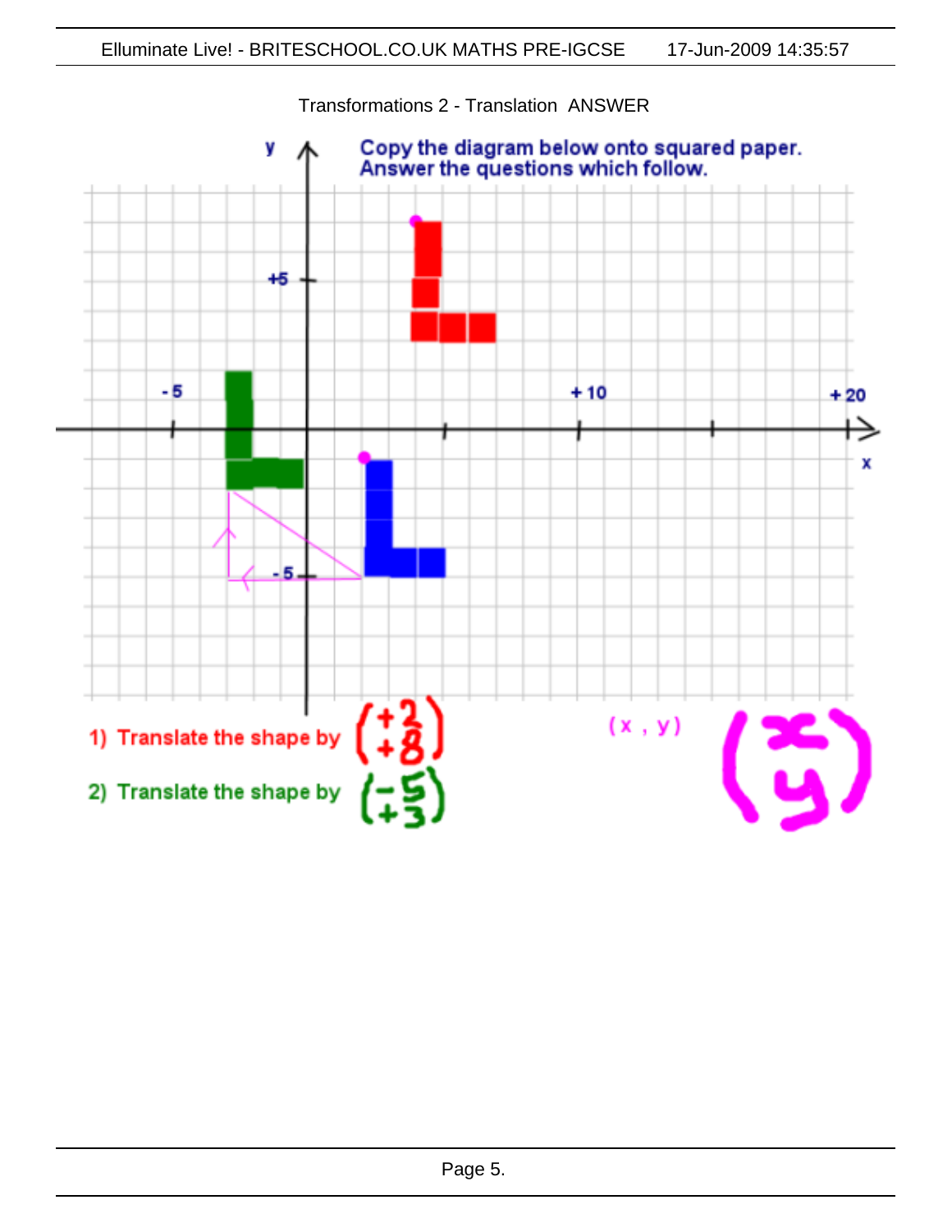Transformations 2 - Translation ANSWER

Copy the diagram below onto squared paper.
Answer the questions which follow.

y

x

+5

-5

-5

+10

+20

1) Translate the shape by $\begin{pmatrix} +2 \\ +8 \end{pmatrix}$

2) Translate the shape by $\begin{pmatrix} -5 \\ +3 \end{pmatrix}$

(x , y)

$\begin{pmatrix} x \\ y \end{pmatrix}$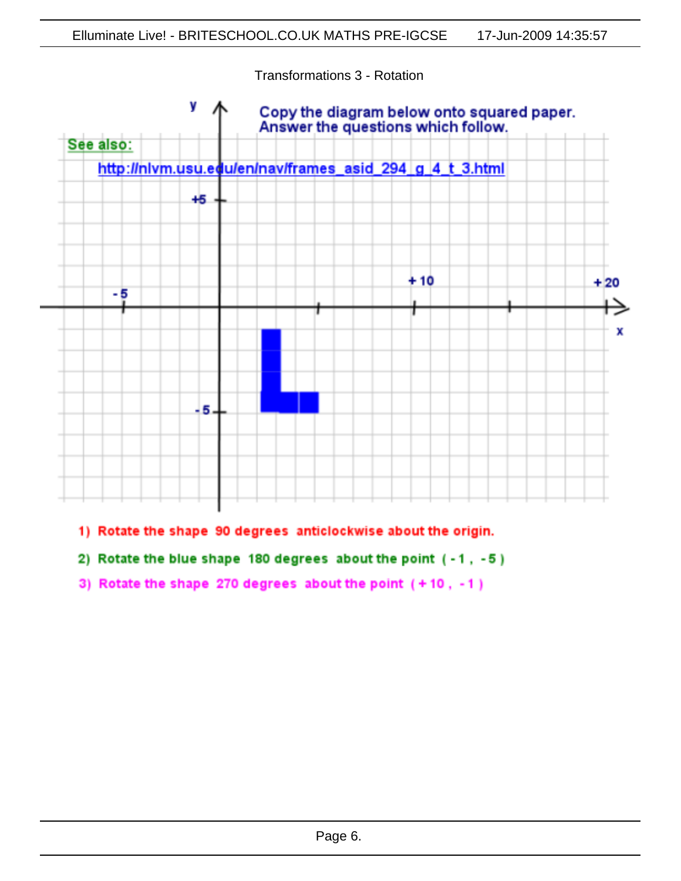# Transformations 3 - Rotation

Copy the diagram below onto squared paper.
Answer the questions which follow.

See also:

http://nlvm.usu.edu/en/nav/frames_asid_294_g_4_t_3.html

y

+5

-5

+10

+20

-5

x

1) Rotate the shape 90 degrees anticlockwise about the origin.

2) Rotate the blue shape 180 degrees about the point ( -1 , -5 )

3) Rotate the shape 270 degrees about the point ( +10 , -1 )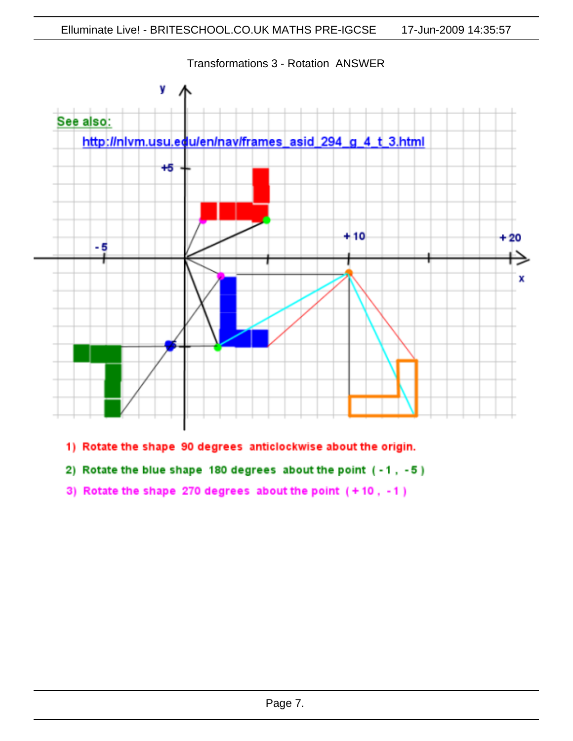Transformations 3 - Rotation ANSWER

y

See also:

http://nlvm.usu.edu/en/nav/frames_asid_294_g_4_t_3.html

+5

- 5

+ 10

+ 20

x

1) Rotate the shape 90 degrees anticlockwise about the origin.

2) Rotate the blue shape 180 degrees about the point ( - 1 , - 5 )

3) Rotate the shape 270 degrees about the point ( + 10 , - 1 )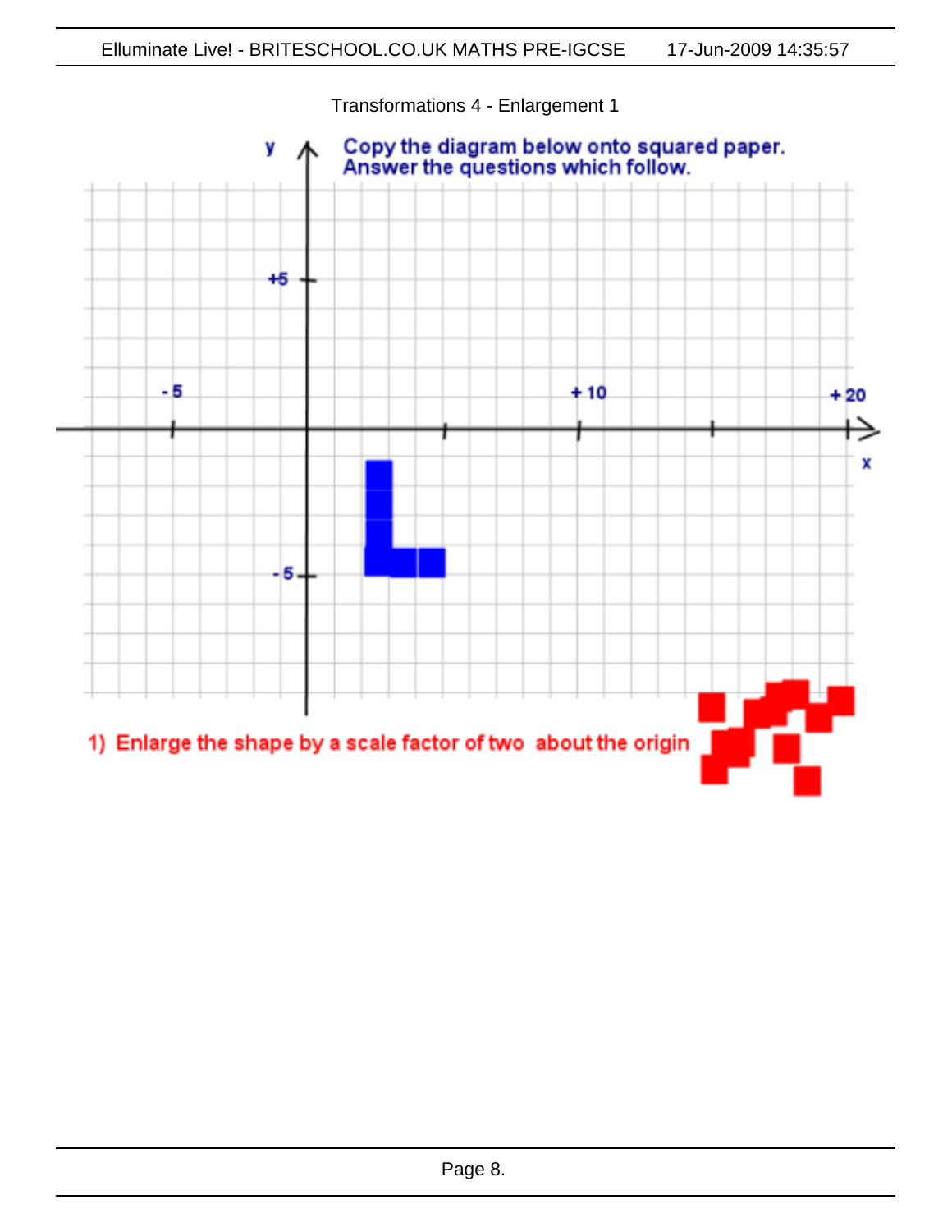# Transformations 4 - Enlargement 1

Copy the diagram below onto squared paper.
Answer the questions which follow.

y

+5

-5

+10

+20

x

-5

1) Enlarge the shape by a scale factor of two about the origin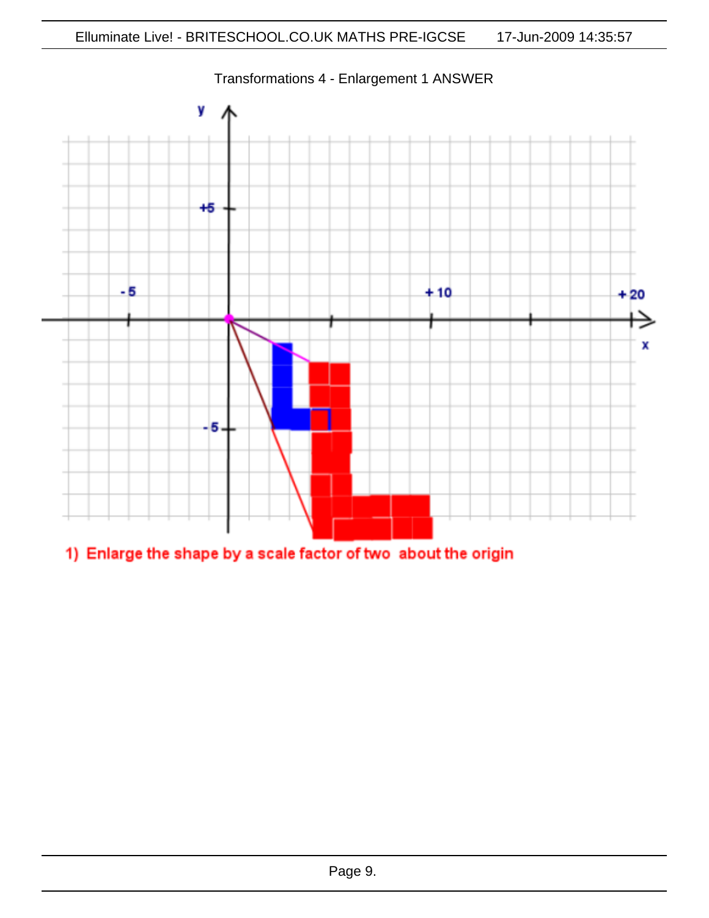Transformations 4 - Enlargement 1 ANSWER

y

+5

-5

+10

+20

x

-5

1) Enlarge the shape by a scale factor of two about the origin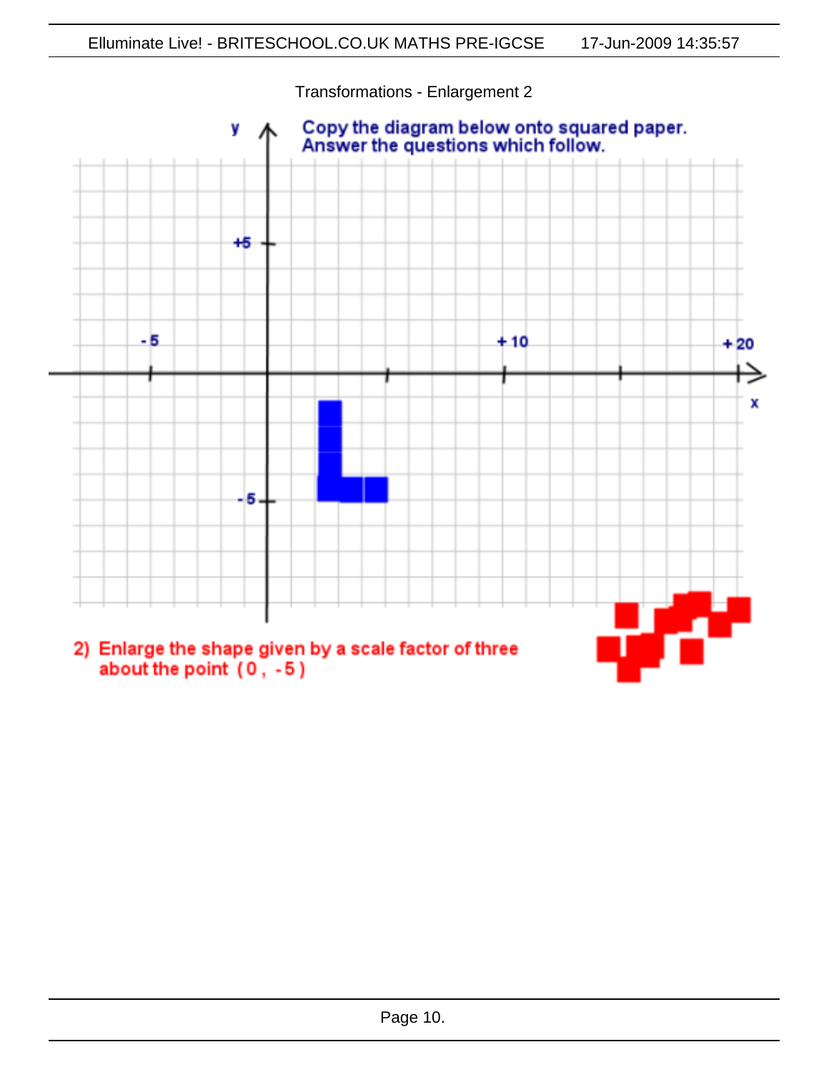Transformations - Enlargement 2

Copy the diagram below onto squared paper.
Answer the questions which follow.

y

+5

-5

+10

+20

x

-5

2) Enlarge the shape given by a scale factor of three about the point (0 , -5)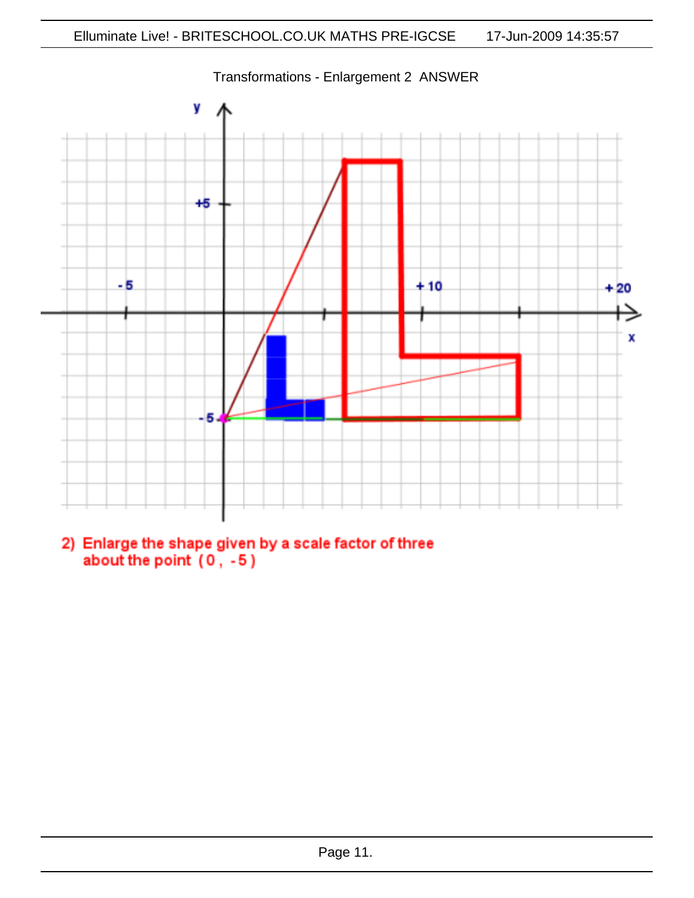Transformations - Enlargement 2 ANSWER

y

+5

-5

+10

+20

x

-5

2) Enlarge the shape given by a scale factor of three about the point ( 0 , -5 )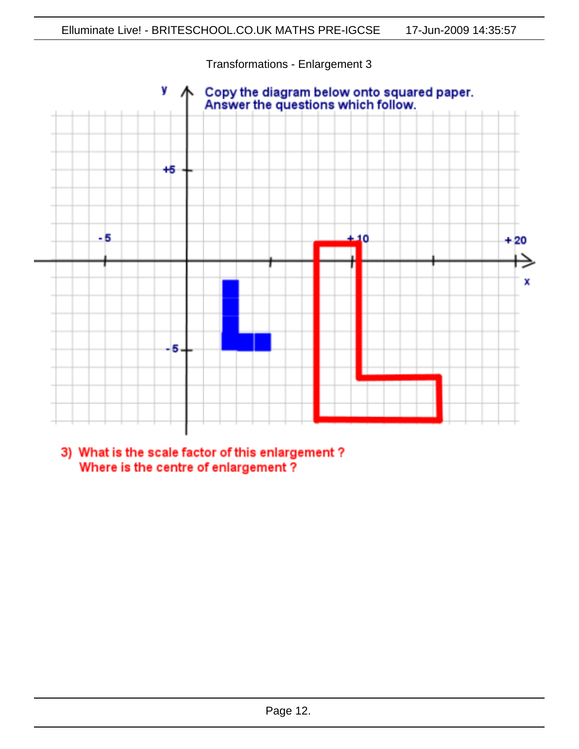Transformations - Enlargement 3

Copy the diagram below onto squared paper.
Answer the questions which follow.

y

+5

-5

+10

+20

x

-5

3) What is the scale factor of this enlargement ?
Where is the centre of enlargement ?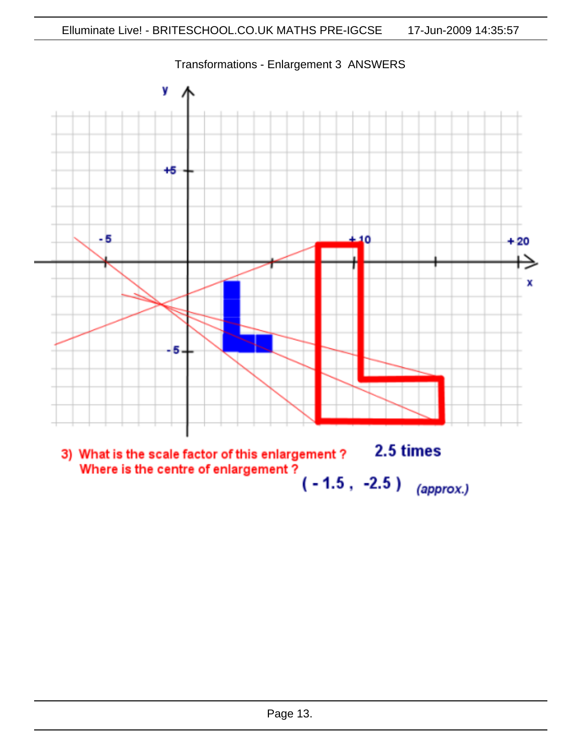Transformations - Enlargement 3 ANSWERS

y

+5

-5

-5

+10

+20

x

3) What is the scale factor of this enlargement ? **2.5 times**

Where is the centre of enlargement ?

**( - 1.5 , -2.5 )** *(approx.)*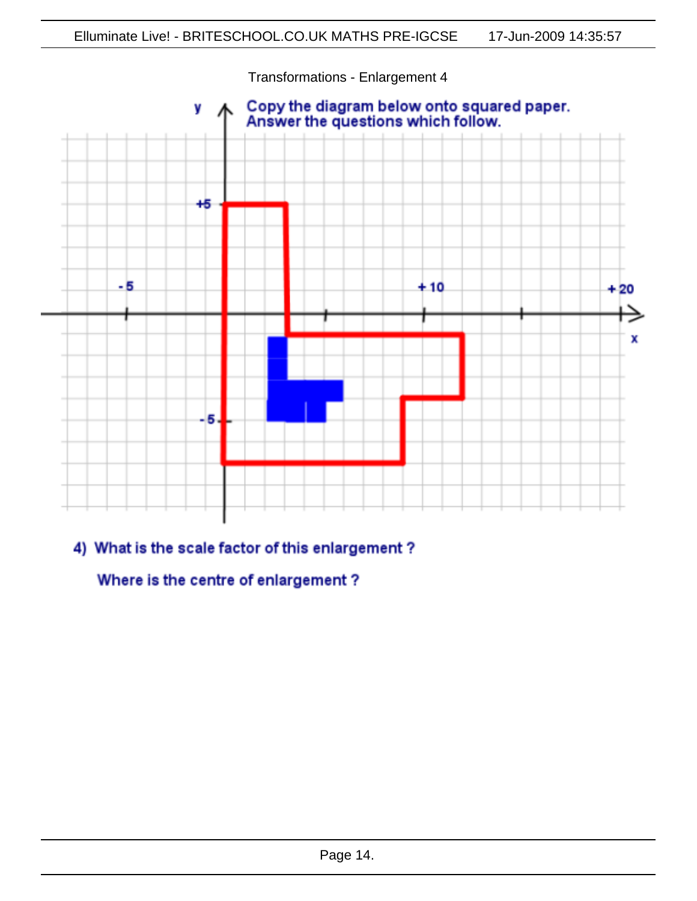Transformations - Enlargement 4

Copy the diagram below onto squared paper.
Answer the questions which follow.

y

+5

- 5

+ 10

+ 20

x

-5

4) What is the scale factor of this enlargement ?

Where is the centre of enlargement ?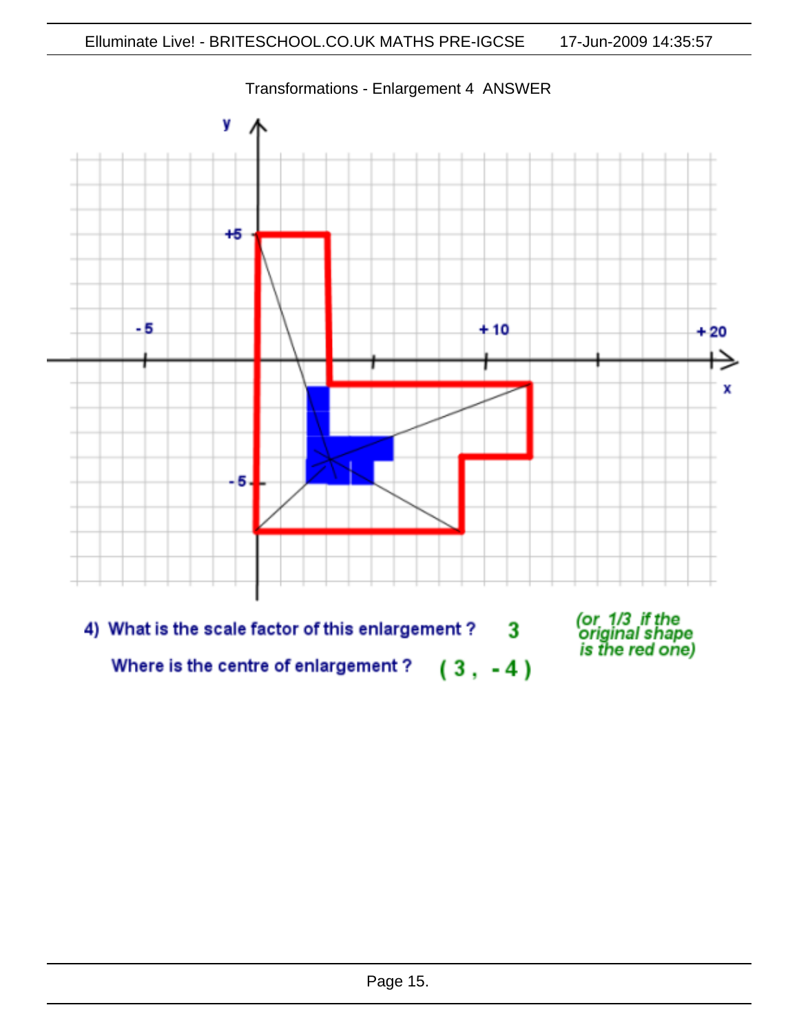Transformations - Enlargement 4 ANSWER

y

+5

-5

+10

+20

x

-5

4) What is the scale factor of this enlargement ? **3**

*(or 1/3 if the original shape is the red one)*

Where is the centre of enlargement ? **( 3 , -4 )**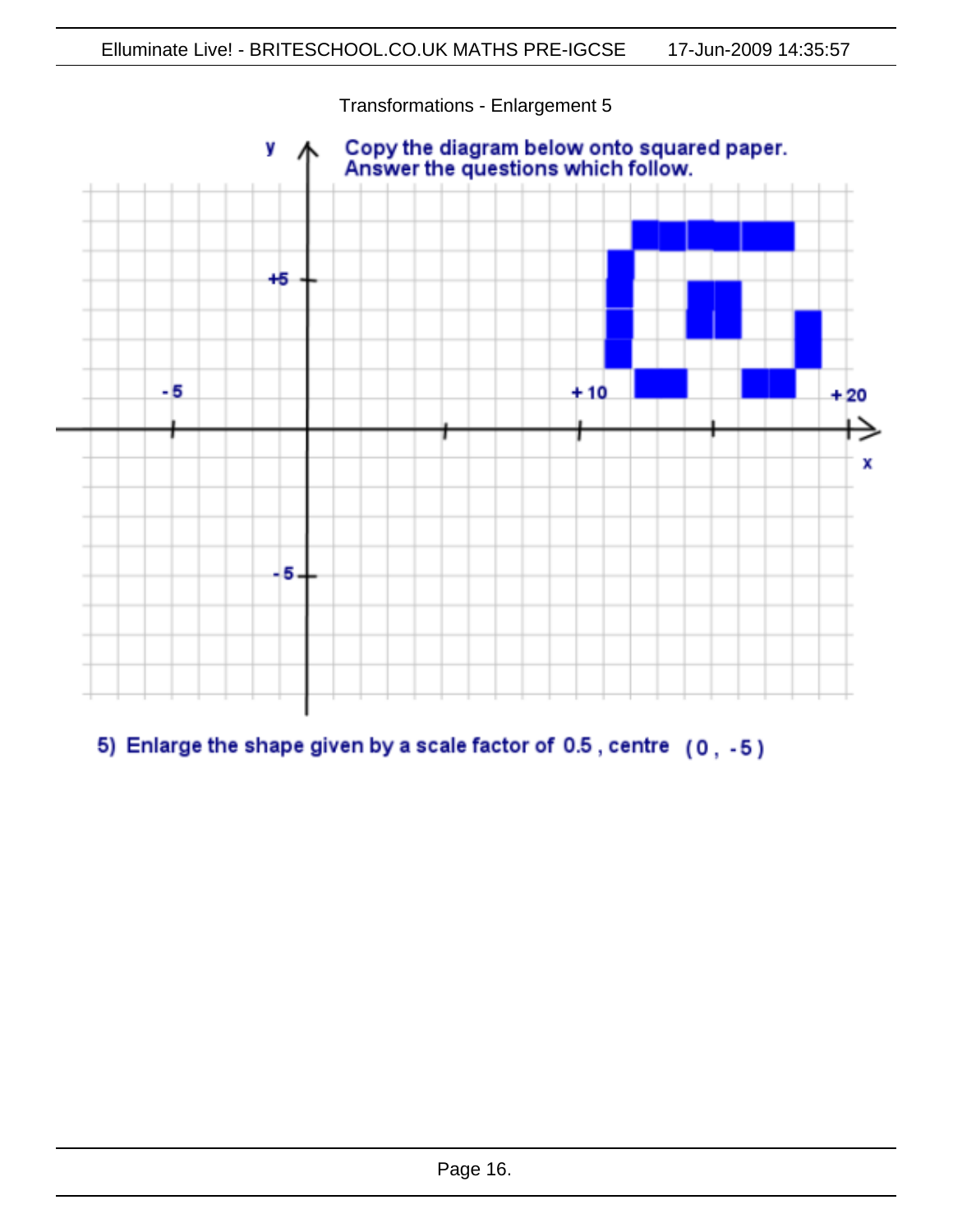Transformations - Enlargement 5

Copy the diagram below onto squared paper.
Answer the questions which follow.

y

+5

-5

- 5

+ 10

+ 20

x

5) Enlarge the shape given by a scale factor of 0.5 , centre ( 0 , -5 )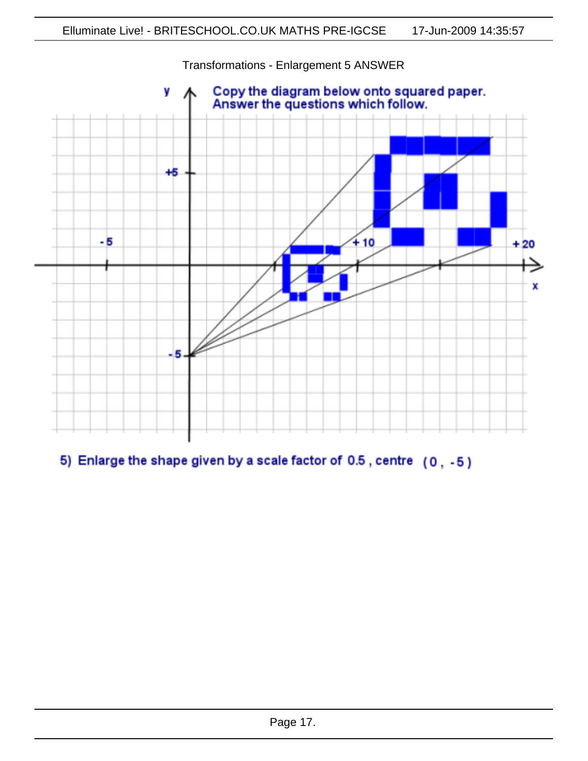Transformations - Enlargement 5 ANSWER

Copy the diagram below onto squared paper.
Answer the questions which follow.

y

+5

-5

+10

+20

-5

x

5) Enlarge the shape given by a scale factor of 0.5 , centre ( 0 , -5 )